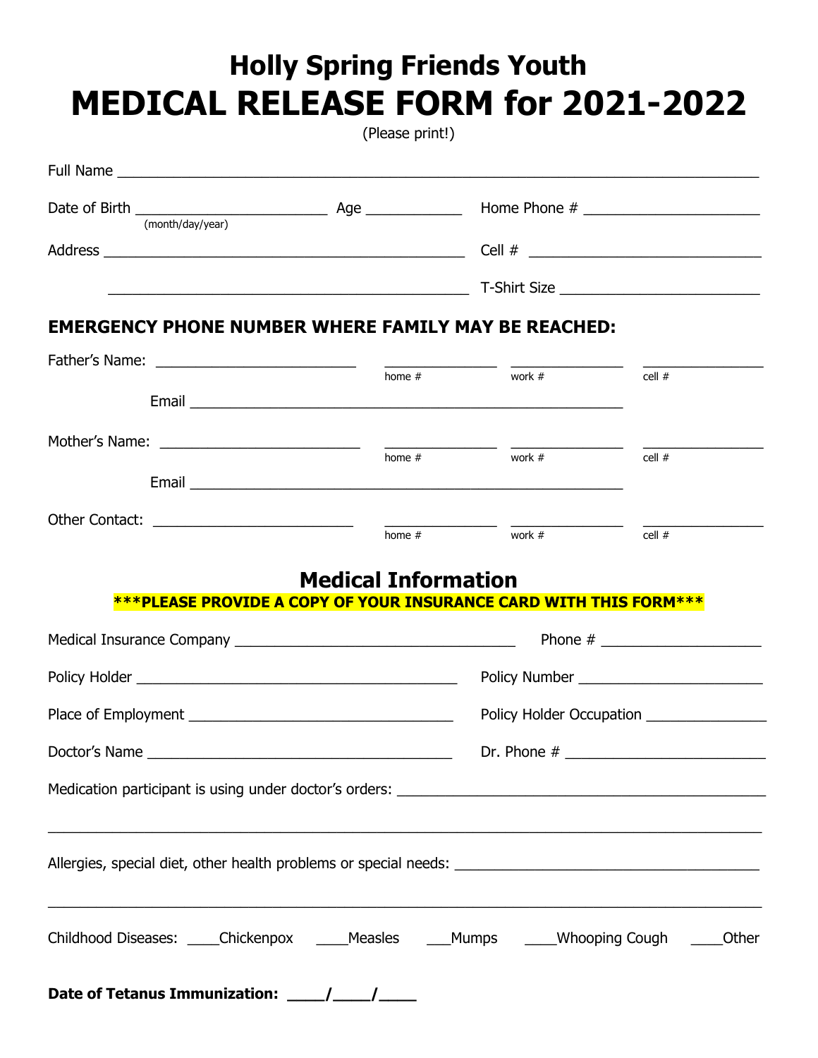# Holly Spring Friends Youth

# MEDICAL RELEASE FORM for 2021-2022

(Please print!)

Full Name ___________________________________________________________________________

Date of Birth _______________________ Age ___________ Home Phone # _____________________
(month/day/year)

Address ___________________________________________ Cell # ____________________________

___________________________________________ T-Shirt Size _______________________

**EMERGENCY PHONE NUMBER WHERE FAMILY MAY BE REACHED:**

Father's Name: ________________________ _____________ _____________ ______________
home # work # cell #

Email ____________________________________________________

Mother's Name: ________________________ _____________ _____________ ______________
home # work # cell #

Email ____________________________________________________

Other Contact: ________________________ _____________ _____________ ______________
home # work # cell #

## Medical Information

**\*\*\*PLEASE PROVIDE A COPY OF YOUR INSURANCE CARD WITH THIS FORM\*\*\***

Medical Insurance Company __________________________________ Phone # ___________________

Policy Holder _______________________________________ Policy Number ______________________

Place of Employment ________________________________ Policy Holder Occupation ______________

Doctor's Name ______________________________________ Dr. Phone # _______________________

Medication participant is using under doctor's orders: ____________________________________________

_____________________________________________________________________________________

Allergies, special diet, other health problems or special needs: ___________________________________

_____________________________________________________________________________________

Childhood Diseases: ____Chickenpox ____Measles ___Mumps ____Whooping Cough ____Other

**Date of Tetanus Immunization: ____/____/____**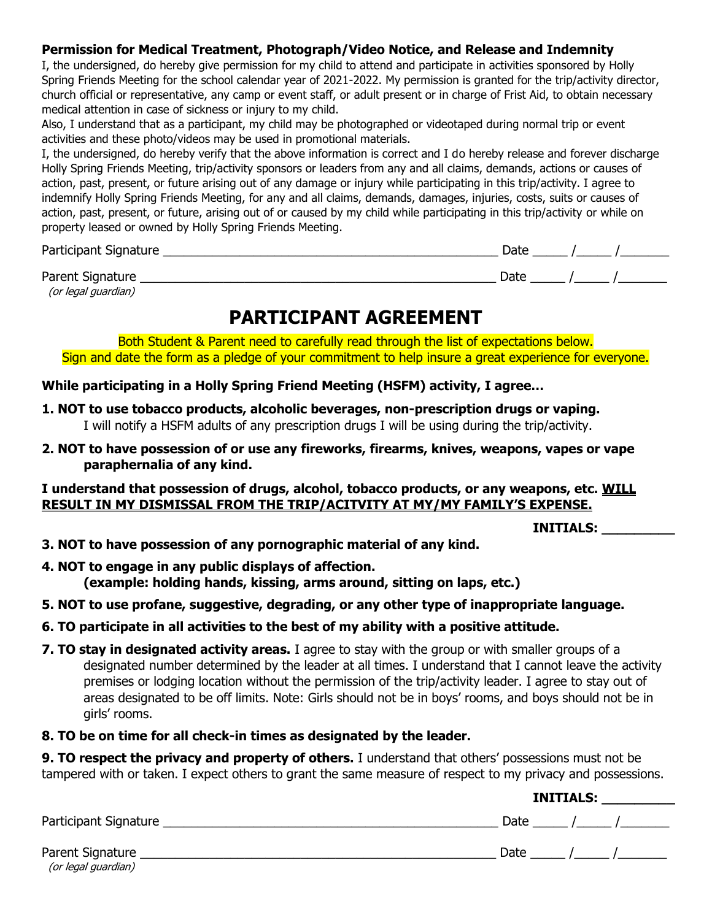**Permission for Medical Treatment, Photograph/Video Notice, and Release and Indemnity**

I, the undersigned, do hereby give permission for my child to attend and participate in activities sponsored by Holly Spring Friends Meeting for the school calendar year of 2021-2022. My permission is granted for the trip/activity director, church official or representative, any camp or event staff, or adult present or in charge of Frist Aid, to obtain necessary medical attention in case of sickness or injury to my child.

Also, I understand that as a participant, my child may be photographed or videotaped during normal trip or event activities and these photo/videos may be used in promotional materials.

I, the undersigned, do hereby verify that the above information is correct and I do hereby release and forever discharge Holly Spring Friends Meeting, trip/activity sponsors or leaders from any and all claims, demands, actions or causes of action, past, present, or future arising out of any damage or injury while participating in this trip/activity. I agree to indemnify Holly Spring Friends Meeting, for any and all claims, demands, damages, injuries, costs, suits or causes of action, past, present, or future, arising out of or caused by my child while participating in this trip/activity or while on property leased or owned by Holly Spring Friends Meeting.

Participant Signature ____________________________________________ Date _____ /_____ /_______

Parent Signature ______________________________________________ Date _____ /_____ /_______
*(or legal guardian)*

# PARTICIPANT AGREEMENT

Both Student & Parent need to carefully read through the list of expectations below.
Sign and date the form as a pledge of your commitment to help insure a great experience for everyone.

**While participating in a Holly Spring Friend Meeting (HSFM) activity, I agree…**

**1. NOT to use tobacco products, alcoholic beverages, non-prescription drugs or vaping.**
I will notify a HSFM adults of any prescription drugs I will be using during the trip/activity.

**2. NOT to have possession of or use any fireworks, firearms, knives, weapons, vapes or vape paraphernalia of any kind.**

**I understand that possession of drugs, alcohol, tobacco products, or any weapons, etc. WILL RESULT IN MY DISMISSAL FROM THE TRIP/ACITVITY AT MY/MY FAMILY'S EXPENSE.**

**INITIALS: _________**

**3. NOT to have possession of any pornographic material of any kind.**

**4. NOT to engage in any public displays of affection.**
**(example: holding hands, kissing, arms around, sitting on laps, etc.)**

**5. NOT to use profane, suggestive, degrading, or any other type of inappropriate language.**

**6. TO participate in all activities to the best of my ability with a positive attitude.**

**7. TO stay in designated activity areas.** I agree to stay with the group or with smaller groups of a designated number determined by the leader at all times. I understand that I cannot leave the activity premises or lodging location without the permission of the trip/activity leader. I agree to stay out of areas designated to be off limits. Note: Girls should not be in boys' rooms, and boys should not be in girls' rooms.

**8. TO be on time for all check-in times as designated by the leader.**

**9. TO respect the privacy and property of others.** I understand that others' possessions must not be tampered with or taken. I expect others to grant the same measure of respect to my privacy and possessions.

**INITIALS: _________**

Participant Signature ____________________________________________ Date _____ /_____ /_______

Parent Signature ______________________________________________ Date _____ /_____ /_______
*(or legal guardian)*